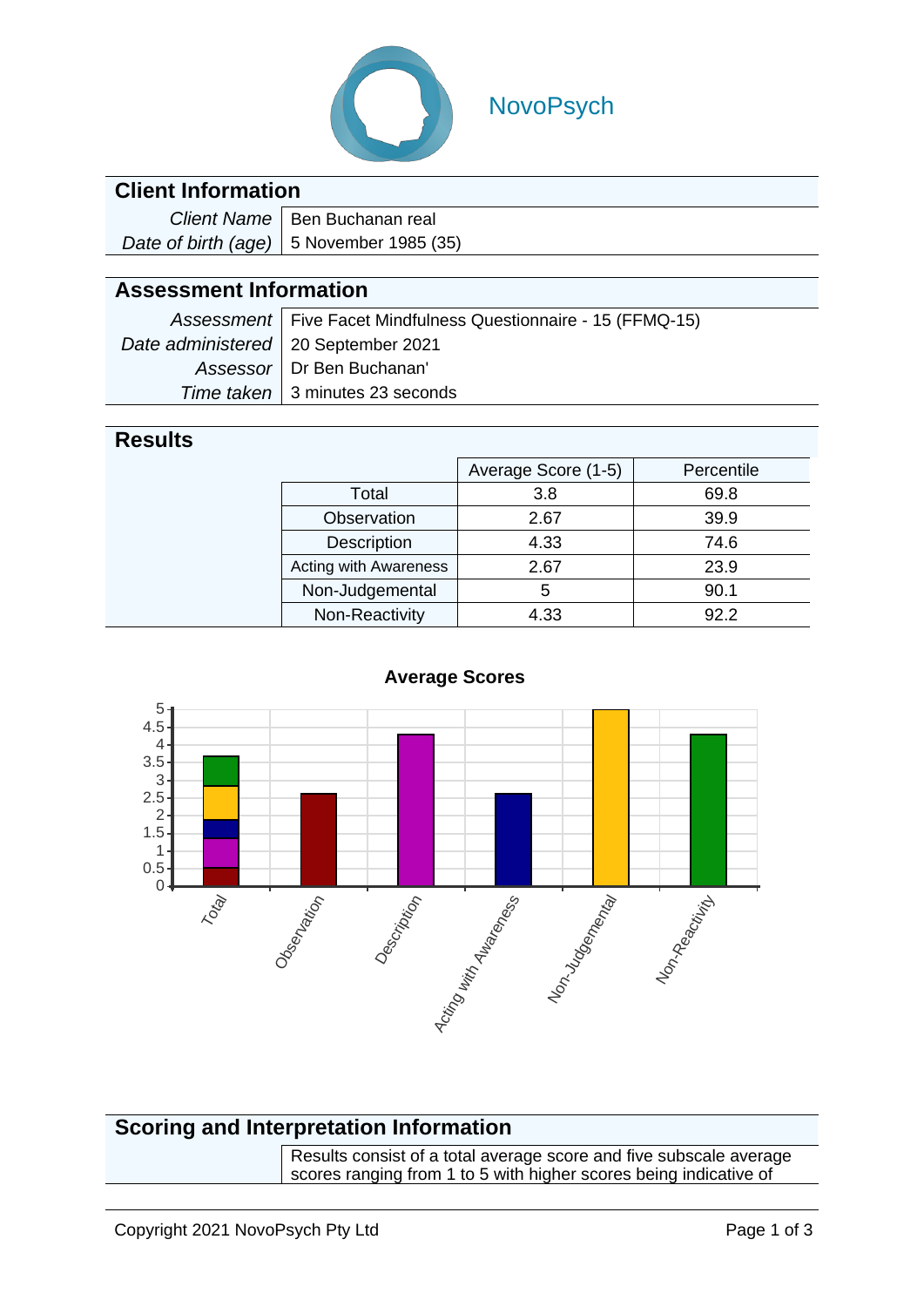NovoPsych

## Client Information

| | |
|---|---|
| *Client Name* | Ben Buchanan real |
| *Date of birth (age)* | 5 November 1985 (35) |

## Assessment Information

| | |
|---|---|
| *Assessment* | Five Facet Mindfulness Questionnaire - 15 (FFMQ-15) |
| *Date administered* | 20 September 2021 |
| *Assessor* | Dr Ben Buchanan' |
| *Time taken* | 3 minutes 23 seconds |

## Results

| | Average Score (1-5) | Percentile |
|---|---|---|
| Total | 3.8 | 69.8 |
| Observation | 2.67 | 39.9 |
| Description | 4.33 | 74.6 |
| Acting with Awareness | 2.67 | 23.9 |
| Non-Judgemental | 5 | 90.1 |
| Non-Reactivity | 4.33 | 92.2 |

**Average Scores**

## Scoring and Interpretation Information

Results consist of a total average score and five subscale average scores ranging from 1 to 5 with higher scores being indicative of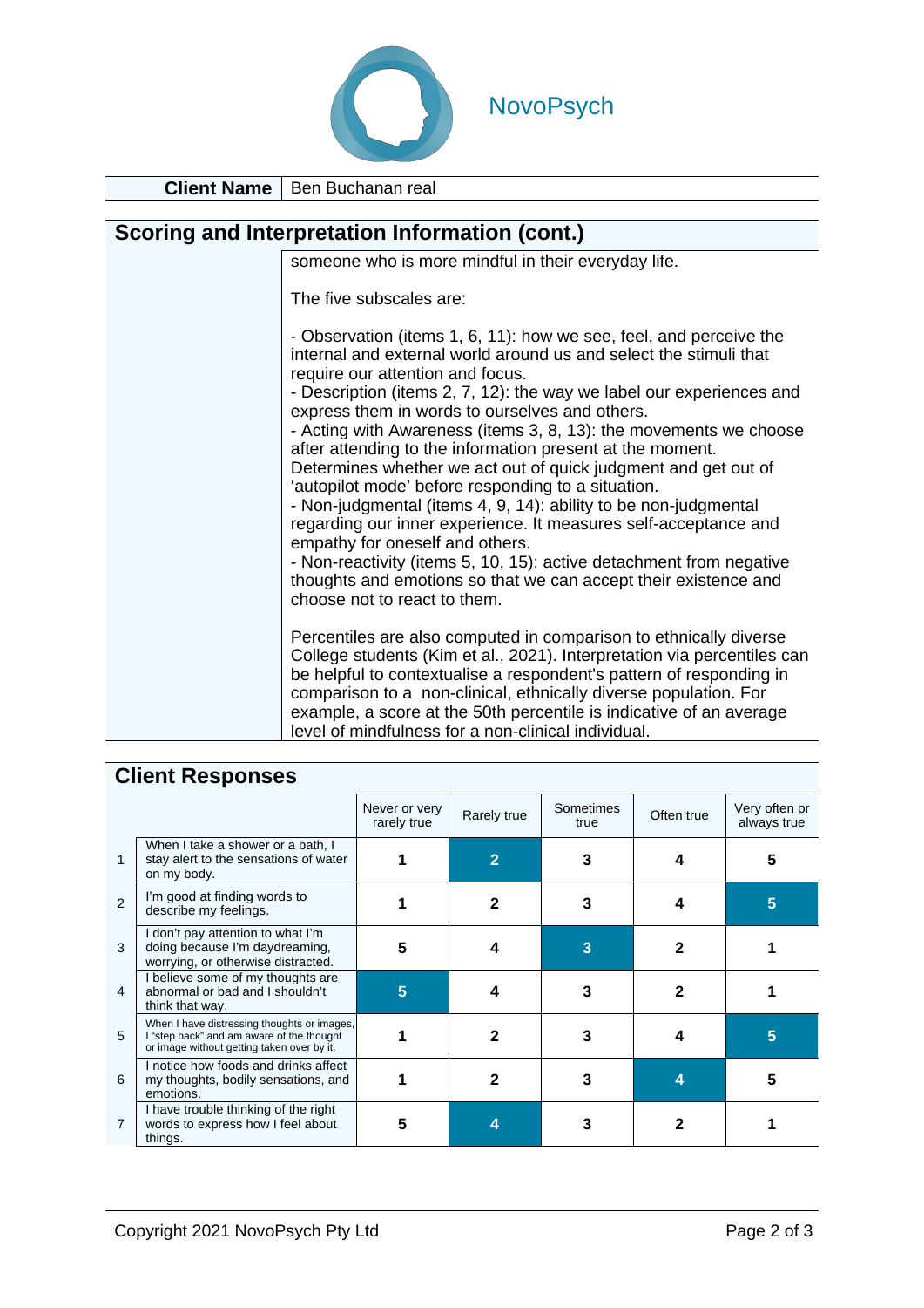NovoPsych

| Client Name | Ben Buchanan real |
|---|---|

## Scoring and Interpretation Information (cont.)

someone who is more mindful in their everyday life.

The five subscales are:

- Observation (items 1, 6, 11): how we see, feel, and perceive the internal and external world around us and select the stimuli that require our attention and focus.
- Description (items 2, 7, 12): the way we label our experiences and express them in words to ourselves and others.
- Acting with Awareness (items 3, 8, 13): the movements we choose after attending to the information present at the moment. Determines whether we act out of quick judgment and get out of 'autopilot mode' before responding to a situation.
- Non-judgmental (items 4, 9, 14): ability to be non-judgmental regarding our inner experience. It measures self-acceptance and empathy for oneself and others.
- Non-reactivity (items 5, 10, 15): active detachment from negative thoughts and emotions so that we can accept their existence and choose not to react to them.

Percentiles are also computed in comparison to ethnically diverse College students (Kim et al., 2021). Interpretation via percentiles can be helpful to contextualise a respondent's pattern of responding in comparison to a non-clinical, ethnically diverse population. For example, a score at the 50th percentile is indicative of an average level of mindfulness for a non-clinical individual.

## Client Responses

| | | Never or very rarely true | Rarely true | Sometimes true | Often true | Very often or always true |
|---|---|---|---|---|---|---|
| 1 | When I take a shower or a bath, I stay alert to the sensations of water on my body. | 1 | **[2]** | 3 | 4 | 5 |
| 2 | I'm good at finding words to describe my feelings. | 1 | 2 | 3 | 4 | **[5]** |
| 3 | I don't pay attention to what I'm doing because I'm daydreaming, worrying, or otherwise distracted. | 5 | 4 | **[3]** | 2 | 1 |
| 4 | I believe some of my thoughts are abnormal or bad and I shouldn't think that way. | **[5]** | 4 | 3 | 2 | 1 |
| 5 | When I have distressing thoughts or images, I "step back" and am aware of the thought or image without getting taken over by it. | 1 | 2 | 3 | 4 | **[5]** |
| 6 | I notice how foods and drinks affect my thoughts, bodily sensations, and emotions. | 1 | 2 | 3 | **[4]** | 5 |
| 7 | I have trouble thinking of the right words to express how I feel about things. | 5 | **[4]** | 3 | 2 | 1 |

Copyright 2021 NovoPsych Pty Ltd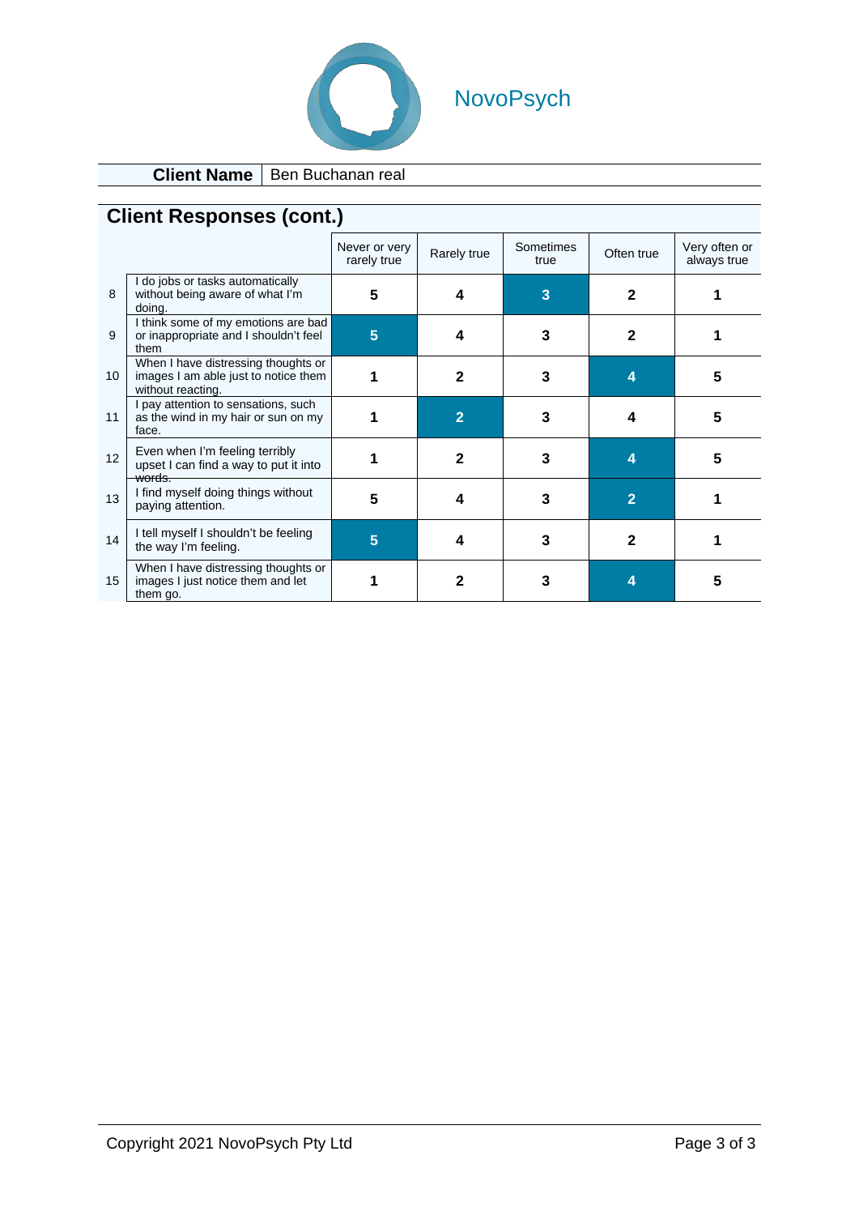| Client Name | Ben Buchanan real |
|---|---|

## Client Responses (cont.)

| | | Never or very rarely true | Rarely true | Sometimes true | Often true | Very often or always true |
|---|---|---|---|---|---|---|
| 8 | I do jobs or tasks automatically without being aware of what I'm doing. | 5 | 4 | **3** | 2 | 1 |
| 9 | I think some of my emotions are bad or inappropriate and I shouldn't feel them | **5** | 4 | 3 | 2 | 1 |
| 10 | When I have distressing thoughts or images I am able just to notice them without reacting. | 1 | 2 | 3 | **4** | 5 |
| 11 | I pay attention to sensations, such as the wind in my hair or sun on my face. | 1 | **2** | 3 | 4 | 5 |
| 12 | Even when I'm feeling terribly upset I can find a way to put it into words. | 1 | 2 | 3 | **4** | 5 |
| 13 | I find myself doing things without paying attention. | 5 | 4 | 3 | **2** | 1 |
| 14 | I tell myself I shouldn't be feeling the way I'm feeling. | **5** | 4 | 3 | 2 | 1 |
| 15 | When I have distressing thoughts or images I just notice them and let them go. | 1 | 2 | 3 | **4** | 5 |

Copyright 2021 NovoPsych Pty Ltd